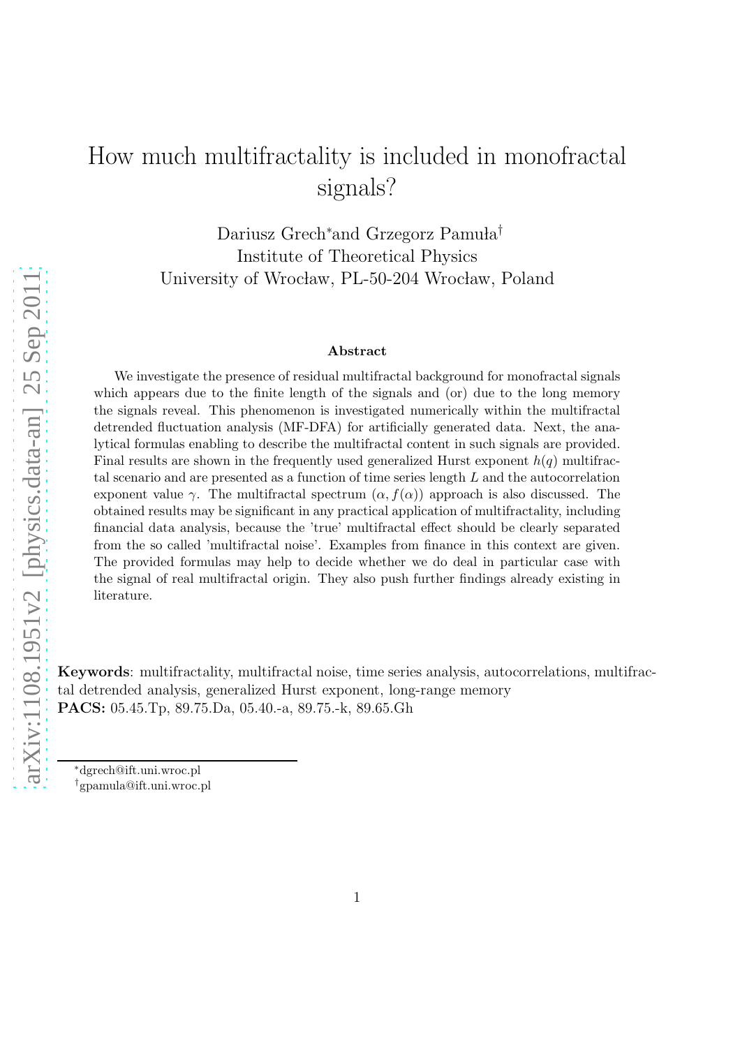# How much multifractality is included in monofractal signals?

Dariusz Grech[*] and Grzegorz Pamuła[†]
Institute of Theoretical Physics
University of Wrocław, PL-50-204 Wrocław, Poland

### Abstract

We investigate the presence of residual multifractal background for monofractal signals which appears due to the finite length of the signals and (or) due to the long memory the signals reveal. This phenomenon is investigated numerically within the multifractal detrended fluctuation analysis (MF-DFA) for artificially generated data. Next, the analytical formulas enabling to describe the multifractal content in such signals are provided. Final results are shown in the frequently used generalized Hurst exponent $h(q)$ multifractal scenario and are presented as a function of time series length $L$ and the autocorrelation exponent value $\gamma$. The multifractal spectrum $(\alpha, f(\alpha))$ approach is also discussed. The obtained results may be significant in any practical application of multifractality, including financial data analysis, because the 'true' multifractal effect should be clearly separated from the so called 'multifractal noise'. Examples from finance in this context are given. The provided formulas may help to decide whether we do deal in particular case with the signal of real multifractal origin. They also push further findings already existing in literature.

**Keywords**: multifractality, multifractal noise, time series analysis, autocorrelations, multifractal detrended analysis, generalized Hurst exponent, long-range memory
**PACS:** 05.45.Tp, 89.75.Da, 05.40.-a, 89.75.-k, 89.65.Gh

[*] dgrech@ift.uni.wroc.pl
[†] gpamula@ift.uni.wroc.pl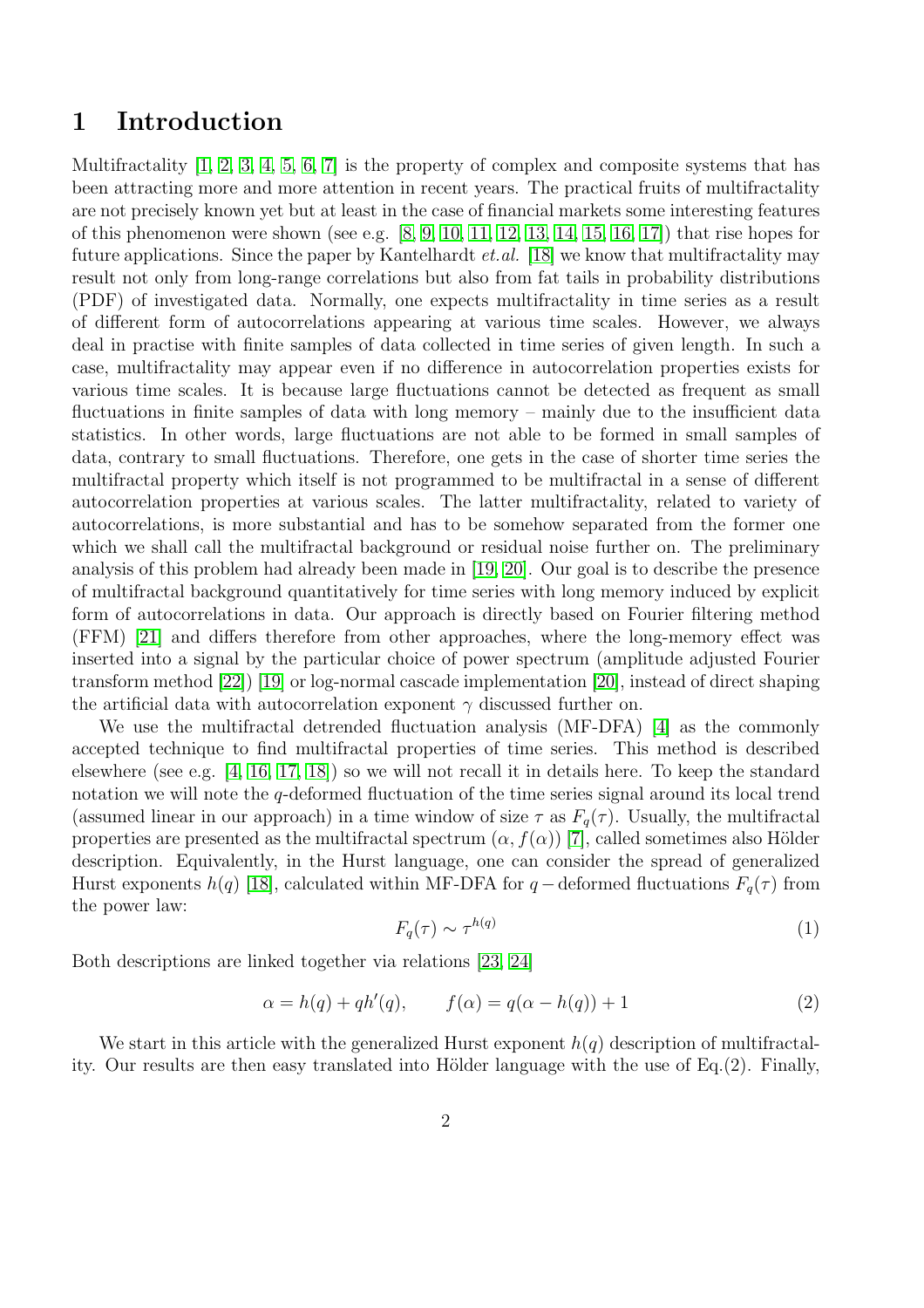# 1 Introduction

Multifractality [1, 2, 3, 4, 5, 6, 7] is the property of complex and composite systems that has been attracting more and more attention in recent years. The practical fruits of multifractality are not precisely known yet but at least in the case of financial markets some interesting features of this phenomenon were shown (see e.g. [8, 9, 10, 11, 12, 13, 14, 15, 16, 17]) that rise hopes for future applications. Since the paper by Kantelhardt *et.al.* [18] we know that multifractality may result not only from long-range correlations but also from fat tails in probability distributions (PDF) of investigated data. Normally, one expects multifractality in time series as a result of different form of autocorrelations appearing at various time scales. However, we always deal in practise with finite samples of data collected in time series of given length. In such a case, multifractality may appear even if no difference in autocorrelation properties exists for various time scales. It is because large fluctuations cannot be detected as frequent as small fluctuations in finite samples of data with long memory – mainly due to the insufficient data statistics. In other words, large fluctuations are not able to be formed in small samples of data, contrary to small fluctuations. Therefore, one gets in the case of shorter time series the multifractal property which itself is not programmed to be multifractal in a sense of different autocorrelation properties at various scales. The latter multifractality, related to variety of autocorrelations, is more substantial and has to be somehow separated from the former one which we shall call the multifractal background or residual noise further on. The preliminary analysis of this problem had already been made in [19, 20]. Our goal is to describe the presence of multifractal background quantitatively for time series with long memory induced by explicit form of autocorrelations in data. Our approach is directly based on Fourier filtering method (FFM) [21] and differs therefore from other approaches, where the long-memory effect was inserted into a signal by the particular choice of power spectrum (amplitude adjusted Fourier transform method [22]) [19] or log-normal cascade implementation [20], instead of direct shaping the artificial data with autocorrelation exponent $\gamma$ discussed further on.

We use the multifractal detrended fluctuation analysis (MF-DFA) [4] as the commonly accepted technique to find multifractal properties of time series. This method is described elsewhere (see e.g. [4, 16, 17, 18]) so we will not recall it in details here. To keep the standard notation we will note the $q$-deformed fluctuation of the time series signal around its local trend (assumed linear in our approach) in a time window of size $\tau$ as $F_q(\tau)$. Usually, the multifractal properties are presented as the multifractal spectrum $(\alpha, f(\alpha))$ [7], called sometimes also Hölder description. Equivalently, in the Hurst language, one can consider the spread of generalized Hurst exponents $h(q)$ [18], calculated within MF-DFA for $q-$deformed fluctuations $F_q(\tau)$ from the power law:

$$F_q(\tau) \sim \tau^{h(q)} \tag{1}$$

Both descriptions are linked together via relations [23, 24]

$$\alpha = h(q) + qh'(q), \qquad f(\alpha) = q(\alpha - h(q)) + 1 \tag{2}$$

We start in this article with the generalized Hurst exponent $h(q)$ description of multifractality. Our results are then easy translated into Hölder language with the use of Eq.(2). Finally,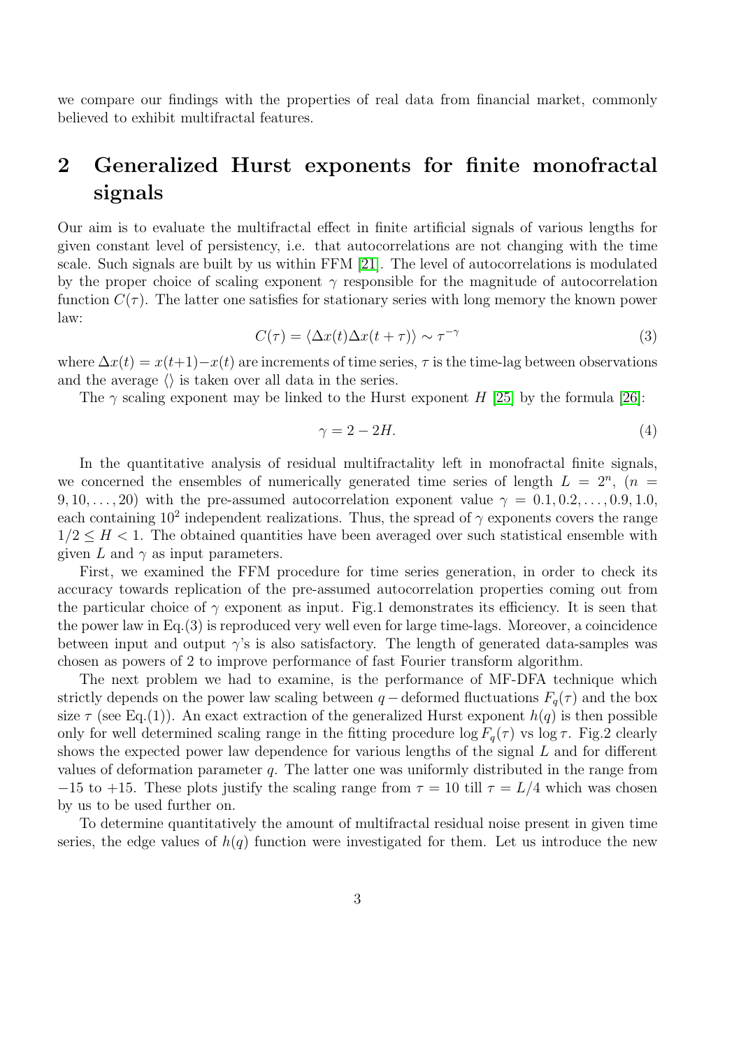we compare our findings with the properties of real data from financial market, commonly believed to exhibit multifractal features.

## 2 Generalized Hurst exponents for finite monofractal signals

Our aim is to evaluate the multifractal effect in finite artificial signals of various lengths for given constant level of persistency, i.e. that autocorrelations are not changing with the time scale. Such signals are built by us within FFM [21]. The level of autocorrelations is modulated by the proper choice of scaling exponent $\gamma$ responsible for the magnitude of autocorrelation function $C(\tau)$. The latter one satisfies for stationary series with long memory the known power law:

$$C(\tau) = \langle \Delta x(t) \Delta x(t+\tau) \rangle \sim \tau^{-\gamma} \tag{3}$$

where $\Delta x(t) = x(t+1) - x(t)$ are increments of time series, $\tau$ is the time-lag between observations and the average $\langle\rangle$ is taken over all data in the series.

The $\gamma$ scaling exponent may be linked to the Hurst exponent $H$ [25] by the formula [26]:

$$\gamma = 2 - 2H. \tag{4}$$

In the quantitative analysis of residual multifractality left in monofractal finite signals, we concerned the ensembles of numerically generated time series of length $L = 2^n$, ($n = 9, 10, \ldots, 20$) with the pre-assumed autocorrelation exponent value $\gamma = 0.1, 0.2, \ldots, 0.9, 1.0$, each containing $10^2$ independent realizations. Thus, the spread of $\gamma$ exponents covers the range $1/2 \leq H < 1$. The obtained quantities have been averaged over such statistical ensemble with given $L$ and $\gamma$ as input parameters.

First, we examined the FFM procedure for time series generation, in order to check its accuracy towards replication of the pre-assumed autocorrelation properties coming out from the particular choice of $\gamma$ exponent as input. Fig.1 demonstrates its efficiency. It is seen that the power law in Eq.(3) is reproduced very well even for large time-lags. Moreover, a coincidence between input and output $\gamma$'s is also satisfactory. The length of generated data-samples was chosen as powers of 2 to improve performance of fast Fourier transform algorithm.

The next problem we had to examine, is the performance of MF-DFA technique which strictly depends on the power law scaling between $q-$deformed fluctuations $F_q(\tau)$ and the box size $\tau$ (see Eq.(1)). An exact extraction of the generalized Hurst exponent $h(q)$ is then possible only for well determined scaling range in the fitting procedure $\log F_q(\tau)$ vs $\log \tau$. Fig.2 clearly shows the expected power law dependence for various lengths of the signal $L$ and for different values of deformation parameter $q$. The latter one was uniformly distributed in the range from $-15$ to $+15$. These plots justify the scaling range from $\tau = 10$ till $\tau = L/4$ which was chosen by us to be used further on.

To determine quantitatively the amount of multifractal residual noise present in given time series, the edge values of $h(q)$ function were investigated for them. Let us introduce the new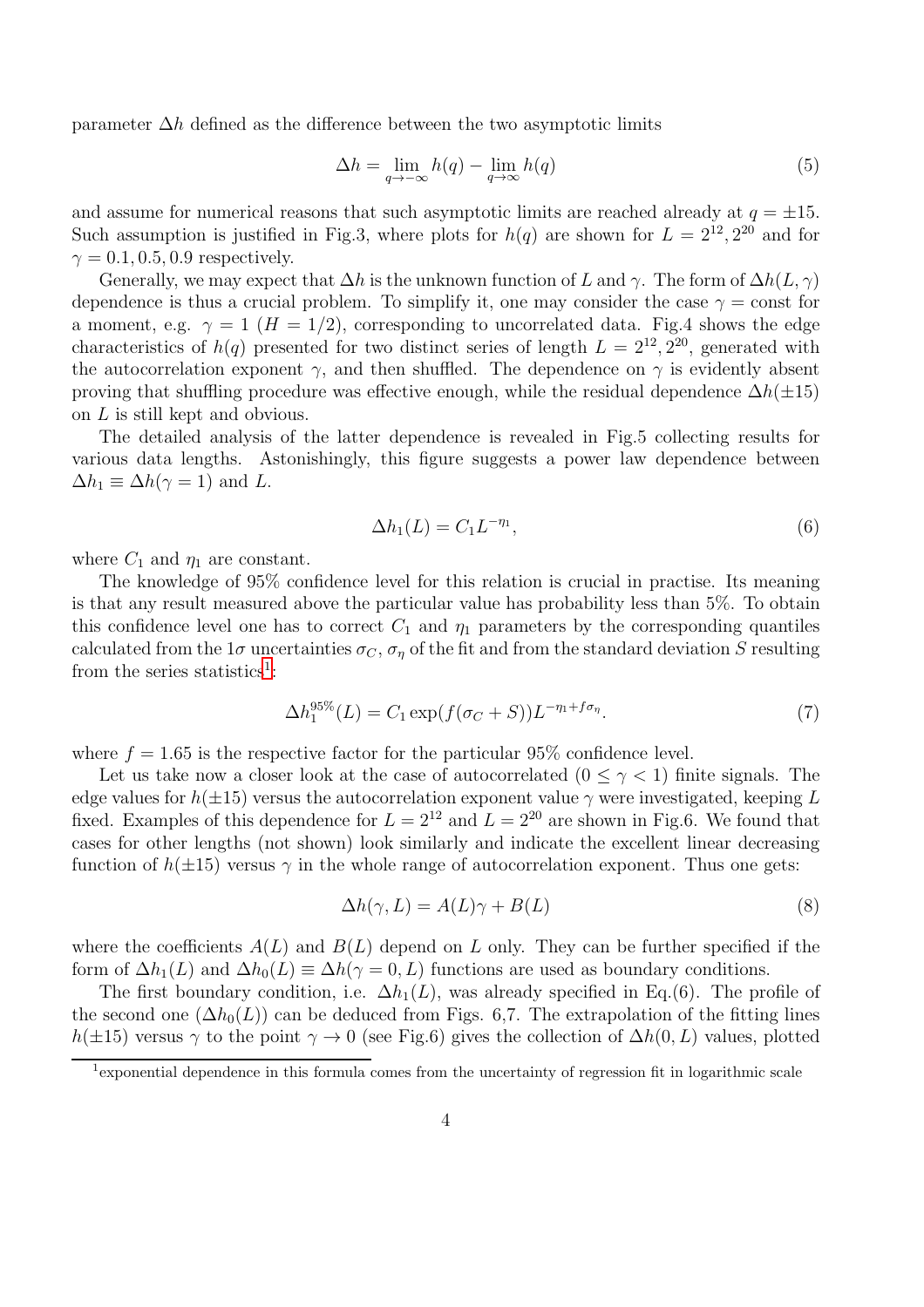parameter $\Delta h$ defined as the difference between the two asymptotic limits

$$\Delta h = \lim_{q \to -\infty} h(q) - \lim_{q \to \infty} h(q) \tag{5}$$

and assume for numerical reasons that such asymptotic limits are reached already at $q = \pm 15$. Such assumption is justified in Fig.3, where plots for $h(q)$ are shown for $L = 2^{12}, 2^{20}$ and for $\gamma = 0.1, 0.5, 0.9$ respectively.

Generally, we may expect that $\Delta h$ is the unknown function of $L$ and $\gamma$. The form of $\Delta h(L, \gamma)$ dependence is thus a crucial problem. To simplify it, one may consider the case $\gamma = \text{const}$ for a moment, e.g. $\gamma = 1$ ($H = 1/2$), corresponding to uncorrelated data. Fig.4 shows the edge characteristics of $h(q)$ presented for two distinct series of length $L = 2^{12}, 2^{20}$, generated with the autocorrelation exponent $\gamma$, and then shuffled. The dependence on $\gamma$ is evidently absent proving that shuffling procedure was effective enough, while the residual dependence $\Delta h(\pm 15)$ on $L$ is still kept and obvious.

The detailed analysis of the latter dependence is revealed in Fig.5 collecting results for various data lengths. Astonishingly, this figure suggests a power law dependence between $\Delta h_1 \equiv \Delta h(\gamma = 1)$ and $L$.

$$\Delta h_1(L) = C_1 L^{-\eta_1}, \tag{6}$$

where $C_1$ and $\eta_1$ are constant.

The knowledge of 95% confidence level for this relation is crucial in practise. Its meaning is that any result measured above the particular value has probability less than 5%. To obtain this confidence level one has to correct $C_1$ and $\eta_1$ parameters by the corresponding quantiles calculated from the $1\sigma$ uncertainties $\sigma_C$, $\sigma_\eta$ of the fit and from the standard deviation $S$ resulting from the series statistics[1]:

$$\Delta h_1^{95\%}(L) = C_1 \exp(f(\sigma_C + S)) L^{-\eta_1 + f\sigma_\eta}. \tag{7}$$

where $f = 1.65$ is the respective factor for the particular 95% confidence level.

Let us take now a closer look at the case of autocorrelated ($0 \leq \gamma < 1$) finite signals. The edge values for $h(\pm 15)$ versus the autocorrelation exponent value $\gamma$ were investigated, keeping $L$ fixed. Examples of this dependence for $L = 2^{12}$ and $L = 2^{20}$ are shown in Fig.6. We found that cases for other lengths (not shown) look similarly and indicate the excellent linear decreasing function of $h(\pm 15)$ versus $\gamma$ in the whole range of autocorrelation exponent. Thus one gets:

$$\Delta h(\gamma, L) = A(L)\gamma + B(L) \tag{8}$$

where the coefficients $A(L)$ and $B(L)$ depend on $L$ only. They can be further specified if the form of $\Delta h_1(L)$ and $\Delta h_0(L) \equiv \Delta h(\gamma = 0, L)$ functions are used as boundary conditions.

The first boundary condition, i.e. $\Delta h_1(L)$, was already specified in Eq.(6). The profile of the second one ($\Delta h_0(L)$) can be deduced from Figs. 6,7. The extrapolation of the fitting lines $h(\pm 15)$ versus $\gamma$ to the point $\gamma \to 0$ (see Fig.6) gives the collection of $\Delta h(0, L)$ values, plotted

[1] exponential dependence in this formula comes from the uncertainty of regression fit in logarithmic scale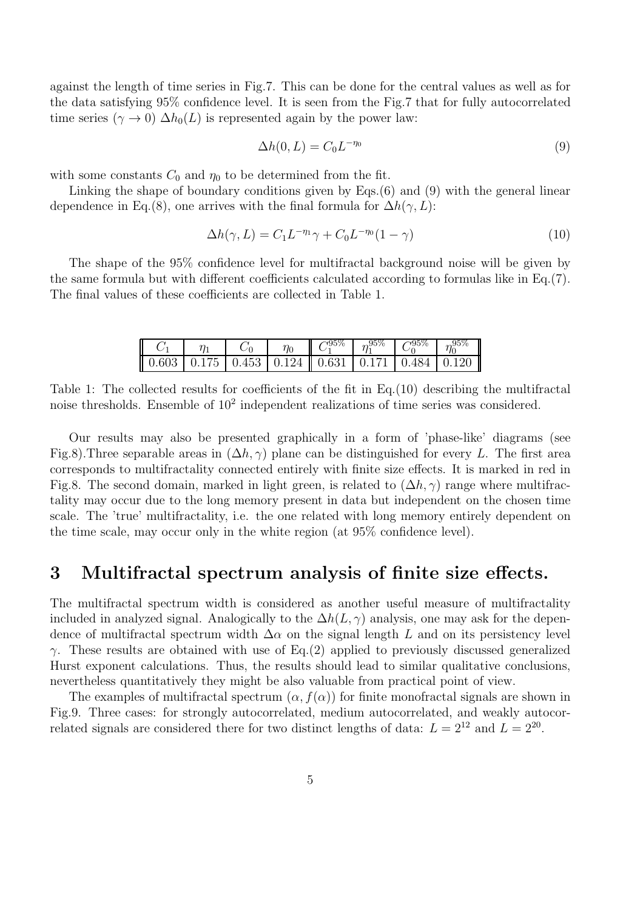against the length of time series in Fig.7. This can be done for the central values as well as for the data satisfying 95% confidence level. It is seen from the Fig.7 that for fully autocorrelated time series ($\gamma \to 0$) $\Delta h_0(L)$ is represented again by the power law:

$$\Delta h(0, L) = C_0 L^{-\eta_0} \tag{9}$$

with some constants $C_0$ and $\eta_0$ to be determined from the fit.

Linking the shape of boundary conditions given by Eqs.(6) and (9) with the general linear dependence in Eq.(8), one arrives with the final formula for $\Delta h(\gamma, L)$:

$$\Delta h(\gamma, L) = C_1 L^{-\eta_1} \gamma + C_0 L^{-\eta_0} (1 - \gamma) \tag{10}$$

The shape of the 95% confidence level for multifractal background noise will be given by the same formula but with different coefficients calculated according to formulas like in Eq.(7). The final values of these coefficients are collected in Table 1.

| $C_1$ | $\eta_1$ | $C_0$ | $\eta_0$ | $C_1^{95\%}$ | $\eta_1^{95\%}$ | $C_0^{95\%}$ | $\eta_0^{95\%}$ |
|---|---|---|---|---|---|---|---|
| 0.603 | 0.175 | 0.453 | 0.124 | 0.631 | 0.171 | 0.484 | 0.120 |

Table 1: The collected results for coefficients of the fit in Eq.(10) describing the multifractal noise thresholds. Ensemble of $10^2$ independent realizations of time series was considered.

Our results may also be presented graphically in a form of 'phase-like' diagrams (see Fig.8).Three separable areas in $(\Delta h, \gamma)$ plane can be distinguished for every $L$. The first area corresponds to multifractality connected entirely with finite size effects. It is marked in red in Fig.8. The second domain, marked in light green, is related to $(\Delta h, \gamma)$ range where multifractality may occur due to the long memory present in data but independent on the chosen time scale. The 'true' multifractality, i.e. the one related with long memory entirely dependent on the time scale, may occur only in the white region (at 95% confidence level).

## 3 Multifractal spectrum analysis of finite size effects.

The multifractal spectrum width is considered as another useful measure of multifractality included in analyzed signal. Analogically to the $\Delta h(L, \gamma)$ analysis, one may ask for the dependence of multifractal spectrum width $\Delta\alpha$ on the signal length $L$ and on its persistency level $\gamma$. These results are obtained with use of Eq.(2) applied to previously discussed generalized Hurst exponent calculations. Thus, the results should lead to similar qualitative conclusions, nevertheless quantitatively they might be also valuable from practical point of view.

The examples of multifractal spectrum $(\alpha, f(\alpha))$ for finite monofractal signals are shown in Fig.9. Three cases: for strongly autocorrelated, medium autocorrelated, and weakly autocorrelated signals are considered there for two distinct lengths of data: $L = 2^{12}$ and $L = 2^{20}$.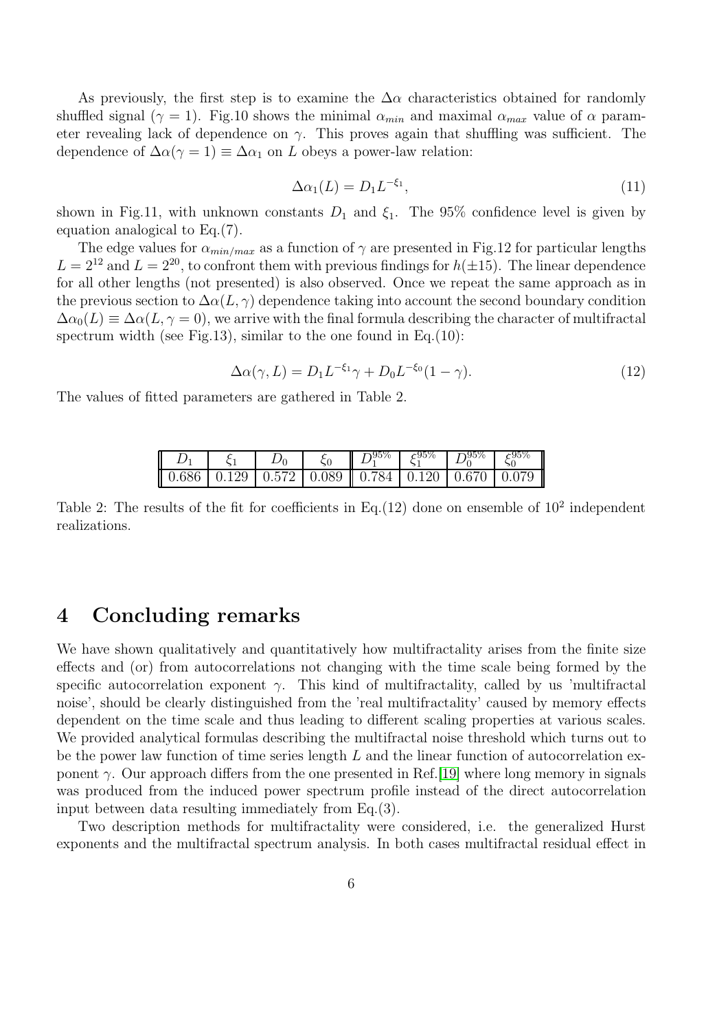As previously, the first step is to examine the $\Delta\alpha$ characteristics obtained for randomly shuffled signal ($\gamma = 1$). Fig.10 shows the minimal $\alpha_{min}$ and maximal $\alpha_{max}$ value of $\alpha$ parameter revealing lack of dependence on $\gamma$. This proves again that shuffling was sufficient. The dependence of $\Delta\alpha(\gamma = 1) \equiv \Delta\alpha_1$ on $L$ obeys a power-law relation:

$$\Delta\alpha_1(L) = D_1 L^{-\xi_1}, \tag{11}$$

shown in Fig.11, with unknown constants $D_1$ and $\xi_1$. The 95% confidence level is given by equation analogical to Eq.(7).

The edge values for $\alpha_{min/max}$ as a function of $\gamma$ are presented in Fig.12 for particular lengths $L = 2^{12}$ and $L = 2^{20}$, to confront them with previous findings for $h(\pm 15)$. The linear dependence for all other lengths (not presented) is also observed. Once we repeat the same approach as in the previous section to $\Delta\alpha(L, \gamma)$ dependence taking into account the second boundary condition $\Delta\alpha_0(L) \equiv \Delta\alpha(L, \gamma = 0)$, we arrive with the final formula describing the character of multifractal spectrum width (see Fig.13), similar to the one found in Eq.(10):

$$\Delta\alpha(\gamma, L) = D_1 L^{-\xi_1}\gamma + D_0 L^{-\xi_0}(1 - \gamma). \tag{12}$$

The values of fitted parameters are gathered in Table 2.

| $D_1$ | $\xi_1$ | $D_0$ | $\xi_0$ | $D_1^{95\%}$ | $\xi_1^{95\%}$ | $D_0^{95\%}$ | $\xi_0^{95\%}$ |
|---|---|---|---|---|---|---|---|
| 0.686 | 0.129 | 0.572 | 0.089 | 0.784 | 0.120 | 0.670 | 0.079 |

Table 2: The results of the fit for coefficients in Eq.(12) done on ensemble of $10^2$ independent realizations.

# 4 Concluding remarks

We have shown qualitatively and quantitatively how multifractality arises from the finite size effects and (or) from autocorrelations not changing with the time scale being formed by the specific autocorrelation exponent $\gamma$. This kind of multifractality, called by us 'multifractal noise', should be clearly distinguished from the 'real multifractality' caused by memory effects dependent on the time scale and thus leading to different scaling properties at various scales. We provided analytical formulas describing the multifractal noise threshold which turns out to be the power law function of time series length $L$ and the linear function of autocorrelation exponent $\gamma$. Our approach differs from the one presented in Ref.[19] where long memory in signals was produced from the induced power spectrum profile instead of the direct autocorrelation input between data resulting immediately from Eq.(3).

Two description methods for multifractality were considered, i.e. the generalized Hurst exponents and the multifractal spectrum analysis. In both cases multifractal residual effect in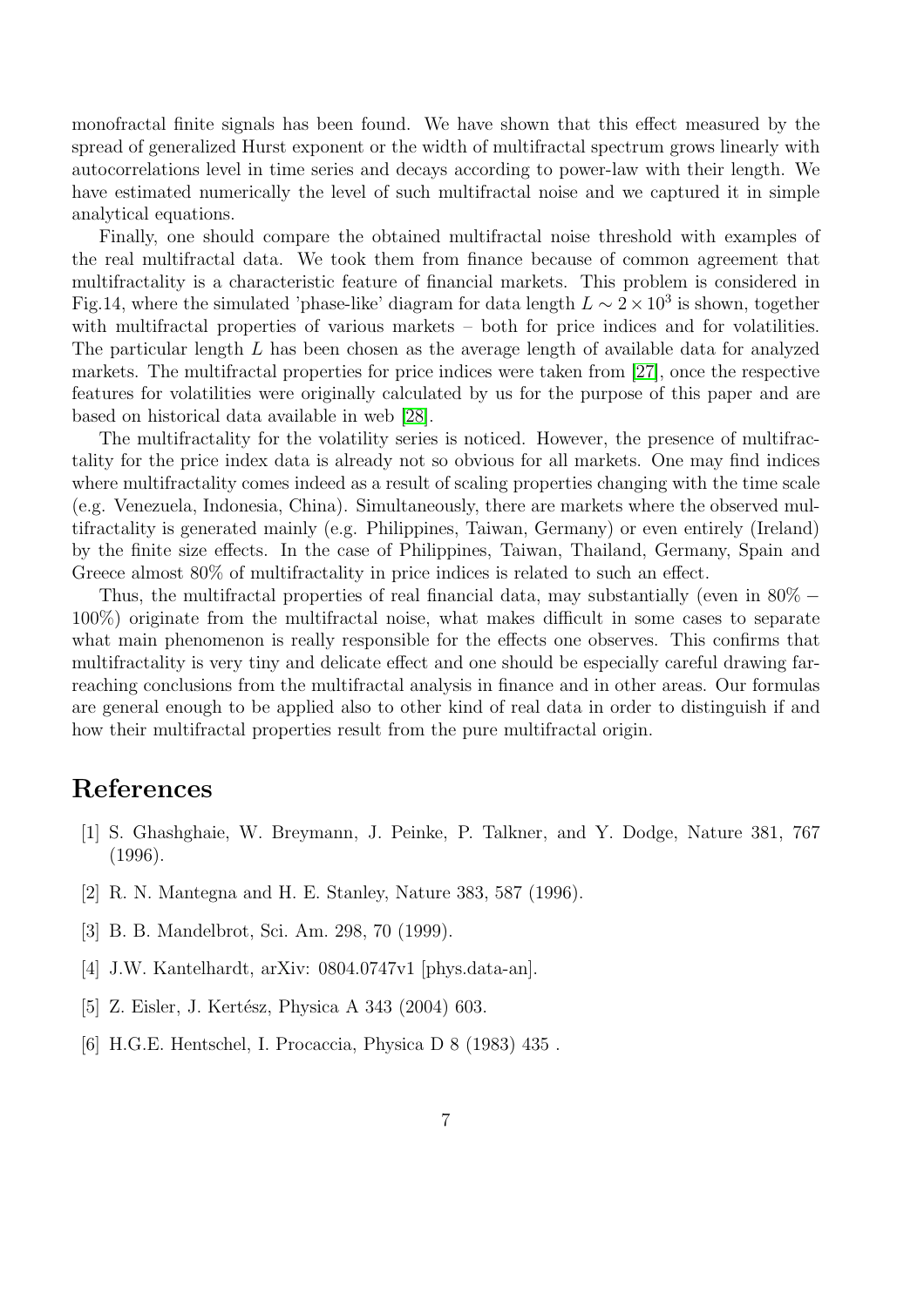monofractal finite signals has been found. We have shown that this effect measured by the spread of generalized Hurst exponent or the width of multifractal spectrum grows linearly with autocorrelations level in time series and decays according to power-law with their length. We have estimated numerically the level of such multifractal noise and we captured it in simple analytical equations.

Finally, one should compare the obtained multifractal noise threshold with examples of the real multifractal data. We took them from finance because of common agreement that multifractality is a characteristic feature of financial markets. This problem is considered in Fig.14, where the simulated 'phase-like' diagram for data length $L \sim 2 \times 10^3$ is shown, together with multifractal properties of various markets – both for price indices and for volatilities. The particular length $L$ has been chosen as the average length of available data for analyzed markets. The multifractal properties for price indices were taken from [27], once the respective features for volatilities were originally calculated by us for the purpose of this paper and are based on historical data available in web [28].

The multifractality for the volatility series is noticed. However, the presence of multifractality for the price index data is already not so obvious for all markets. One may find indices where multifractality comes indeed as a result of scaling properties changing with the time scale (e.g. Venezuela, Indonesia, China). Simultaneously, there are markets where the observed multifractality is generated mainly (e.g. Philippines, Taiwan, Germany) or even entirely (Ireland) by the finite size effects. In the case of Philippines, Taiwan, Thailand, Germany, Spain and Greece almost 80% of multifractality in price indices is related to such an effect.

Thus, the multifractal properties of real financial data, may substantially (even in 80% − 100%) originate from the multifractal noise, what makes difficult in some cases to separate what main phenomenon is really responsible for the effects one observes. This confirms that multifractality is very tiny and delicate effect and one should be especially careful drawing far-reaching conclusions from the multifractal analysis in finance and in other areas. Our formulas are general enough to be applied also to other kind of real data in order to distinguish if and how their multifractal properties result from the pure multifractal origin.

# References

[1] S. Ghashghaie, W. Breymann, J. Peinke, P. Talkner, and Y. Dodge, Nature 381, 767 (1996).

[2] R. N. Mantegna and H. E. Stanley, Nature 383, 587 (1996).

[3] B. B. Mandelbrot, Sci. Am. 298, 70 (1999).

[4] J.W. Kantelhardt, arXiv: 0804.0747v1 [phys.data-an].

[5] Z. Eisler, J. Kertész, Physica A 343 (2004) 603.

[6] H.G.E. Hentschel, I. Procaccia, Physica D 8 (1983) 435 .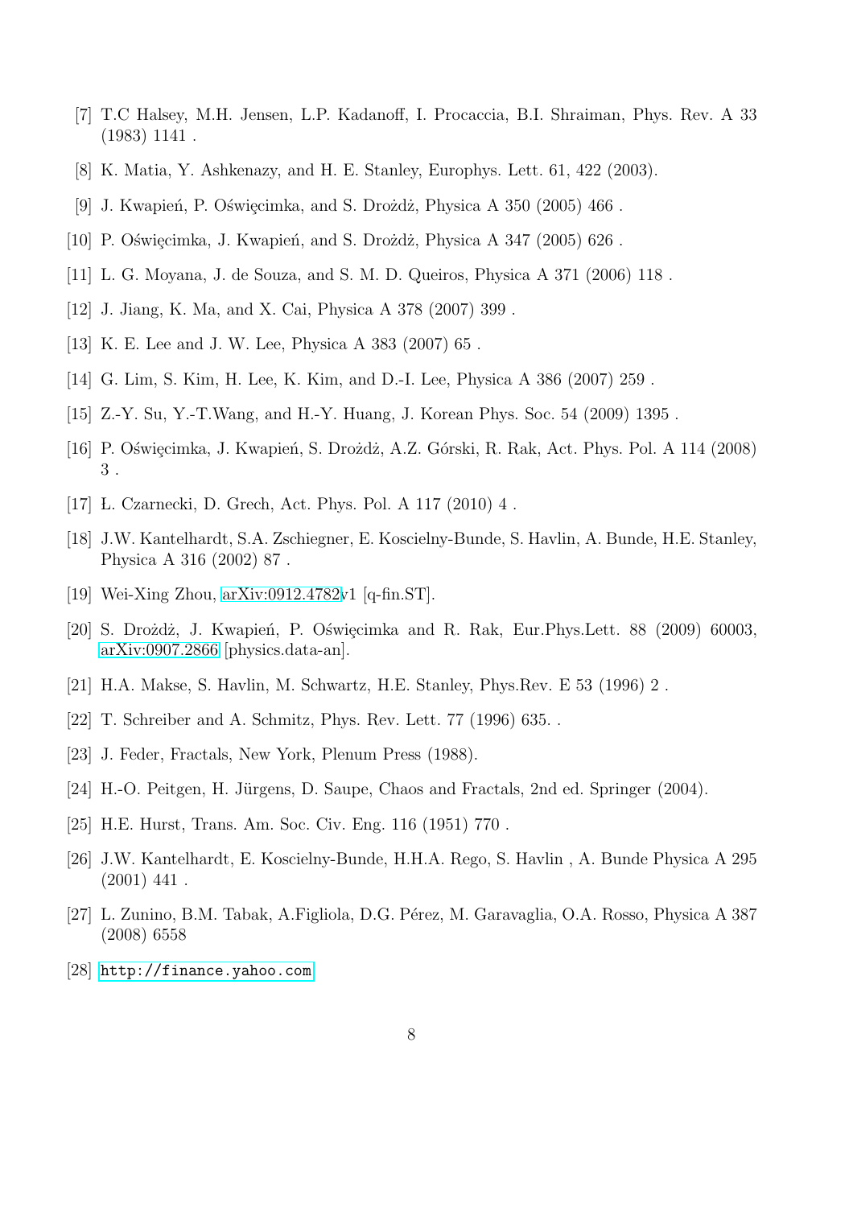[7] T.C Halsey, M.H. Jensen, L.P. Kadanoff, I. Procaccia, B.I. Shraiman, Phys. Rev. A 33 (1983) 1141 .

[8] K. Matia, Y. Ashkenazy, and H. E. Stanley, Europhys. Lett. 61, 422 (2003).

[9] J. Kwapień, P. Oświęcimka, and S. Drożdż, Physica A 350 (2005) 466 .

[10] P. Oświęcimka, J. Kwapień, and S. Drożdż, Physica A 347 (2005) 626 .

[11] L. G. Moyana, J. de Souza, and S. M. D. Queiros, Physica A 371 (2006) 118 .

[12] J. Jiang, K. Ma, and X. Cai, Physica A 378 (2007) 399 .

[13] K. E. Lee and J. W. Lee, Physica A 383 (2007) 65 .

[14] G. Lim, S. Kim, H. Lee, K. Kim, and D.-I. Lee, Physica A 386 (2007) 259 .

[15] Z.-Y. Su, Y.-T.Wang, and H.-Y. Huang, J. Korean Phys. Soc. 54 (2009) 1395 .

[16] P. Oświęcimka, J. Kwapień, S. Drożdż, A.Z. Górski, R. Rak, Act. Phys. Pol. A 114 (2008) 3 .

[17] Ł. Czarnecki, D. Grech, Act. Phys. Pol. A 117 (2010) 4 .

[18] J.W. Kantelhardt, S.A. Zschiegner, E. Koscielny-Bunde, S. Havlin, A. Bunde, H.E. Stanley, Physica A 316 (2002) 87 .

[19] Wei-Xing Zhou, arXiv:0912.4782v1 [q-fin.ST].

[20] S. Drożdż, J. Kwapień, P. Oświęcimka and R. Rak, Eur.Phys.Lett. 88 (2009) 60003, arXiv:0907.2866 [physics.data-an].

[21] H.A. Makse, S. Havlin, M. Schwartz, H.E. Stanley, Phys.Rev. E 53 (1996) 2 .

[22] T. Schreiber and A. Schmitz, Phys. Rev. Lett. 77 (1996) 635. .

[23] J. Feder, Fractals, New York, Plenum Press (1988).

[24] H.-O. Peitgen, H. Jürgens, D. Saupe, Chaos and Fractals, 2nd ed. Springer (2004).

[25] H.E. Hurst, Trans. Am. Soc. Civ. Eng. 116 (1951) 770 .

[26] J.W. Kantelhardt, E. Koscielny-Bunde, H.H.A. Rego, S. Havlin , A. Bunde Physica A 295 (2001) 441 .

[27] L. Zunino, B.M. Tabak, A.Figliola, D.G. Pérez, M. Garavaglia, O.A. Rosso, Physica A 387 (2008) 6558

[28] http://finance.yahoo.com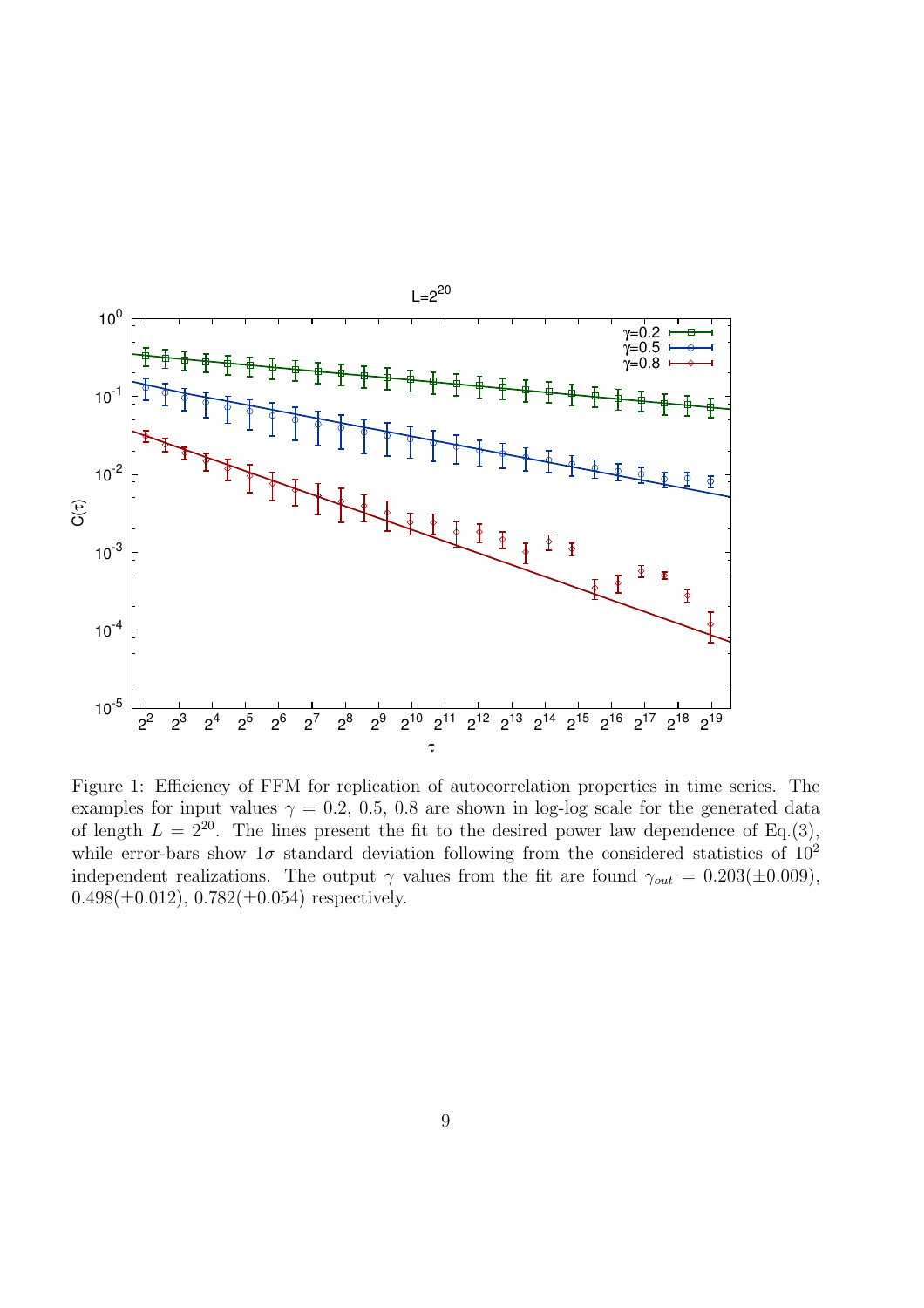Figure 1: Efficiency of FFM for replication of autocorrelation properties in time series. The examples for input values $\gamma = 0.2$, $0.5$, $0.8$ are shown in log-log scale for the generated data of length $L = 2^{20}$. The lines present the fit to the desired power law dependence of Eq.(3), while error-bars show $1\sigma$ standard deviation following from the considered statistics of $10^2$ independent realizations. The output $\gamma$ values from the fit are found $\gamma_{out} = 0.203(\pm 0.009)$, $0.498(\pm 0.012)$, $0.782(\pm 0.054)$ respectively.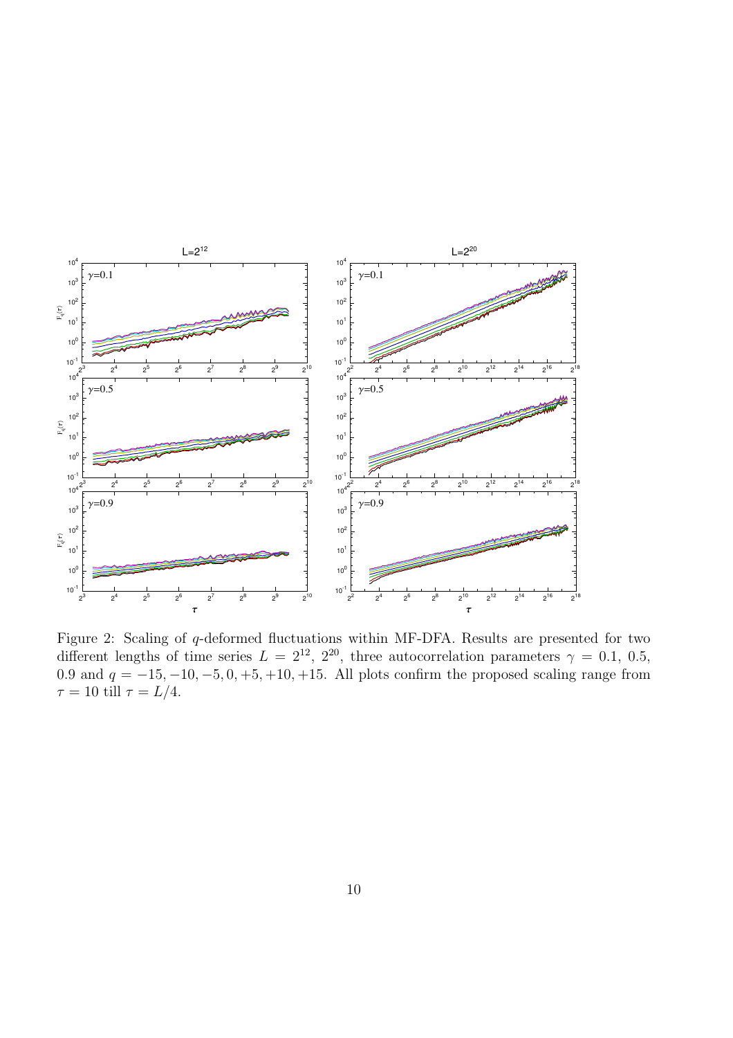Figure 2: Scaling of $q$-deformed fluctuations within MF-DFA. Results are presented for two different lengths of time series $L = 2^{12}$, $2^{20}$, three autocorrelation parameters $\gamma = 0.1$, $0.5$, $0.9$ and $q = -15, -10, -5, 0, +5, +10, +15$. All plots confirm the proposed scaling range from $\tau = 10$ till $\tau = L/4$.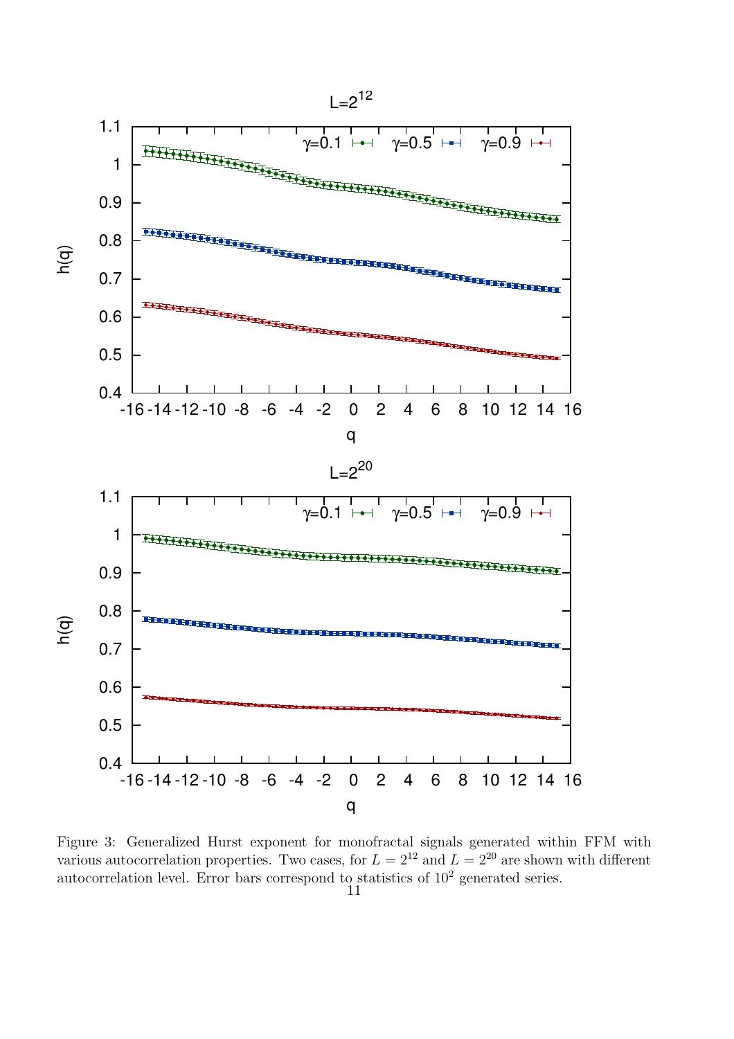Figure 3: Generalized Hurst exponent for monofractal signals generated within FFM with various autocorrelation properties. Two cases, for $L = 2^{12}$ and $L = 2^{20}$ are shown with different autocorrelation level. Error bars correspond to statistics of $10^2$ generated series.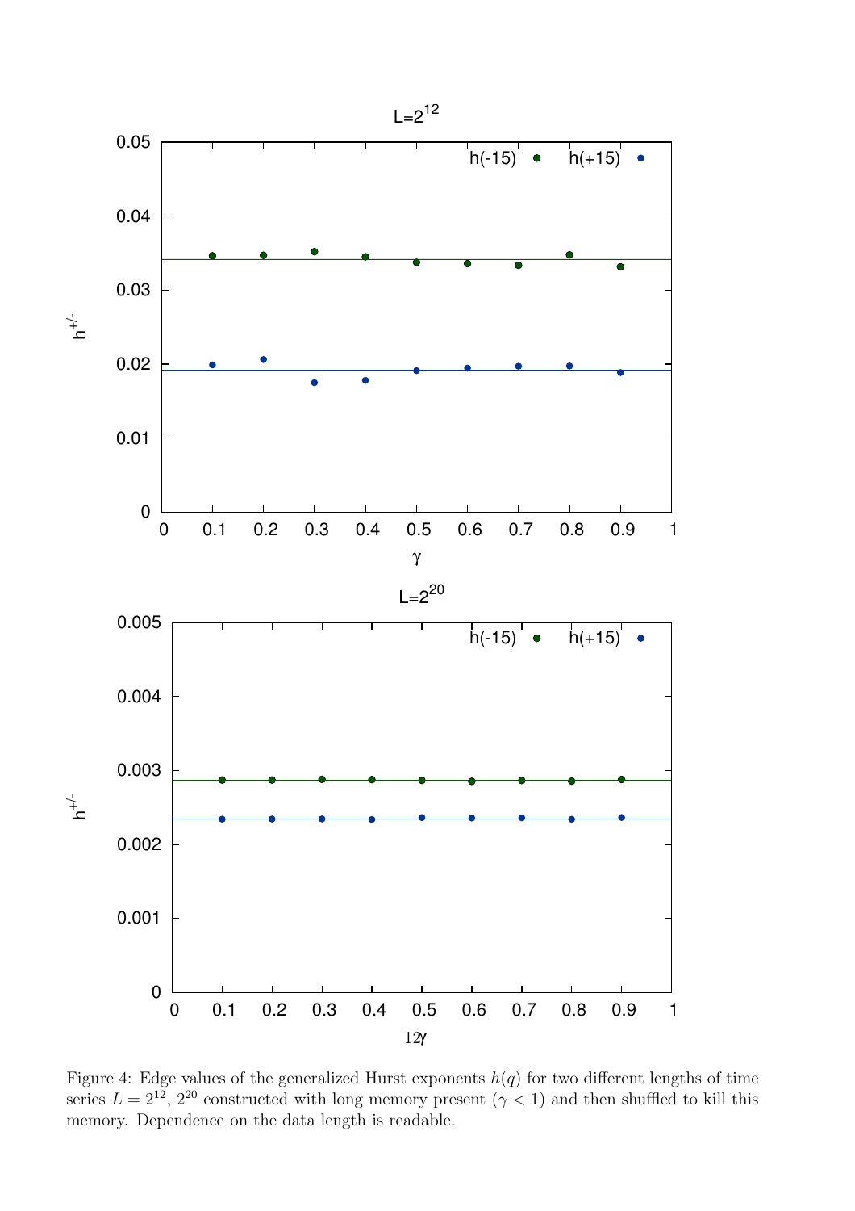Figure 4: Edge values of the generalized Hurst exponents $h(q)$ for two different lengths of time series $L = 2^{12}$, $2^{20}$ constructed with long memory present ($\gamma < 1$) and then shuffled to kill this memory. Dependence on the data length is readable.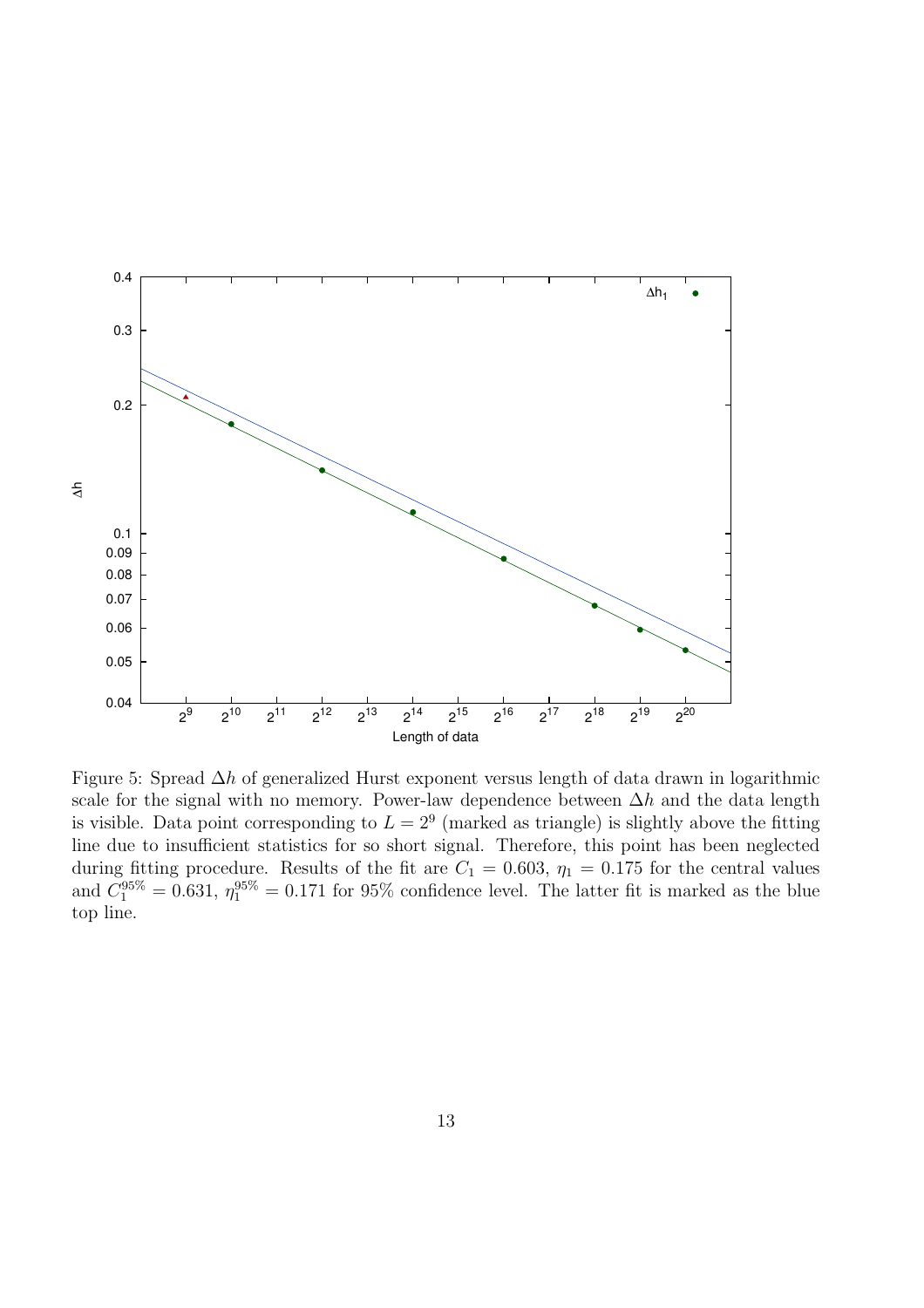Figure 5: Spread $\Delta h$ of generalized Hurst exponent versus length of data drawn in logarithmic scale for the signal with no memory. Power-law dependence between $\Delta h$ and the data length is visible. Data point corresponding to $L = 2^9$ (marked as triangle) is slightly above the fitting line due to insufficient statistics for so short signal. Therefore, this point has been neglected during fitting procedure. Results of the fit are $C_1 = 0.603$, $\eta_1 = 0.175$ for the central values and $C_1^{95\%} = 0.631$, $\eta_1^{95\%} = 0.171$ for 95% confidence level. The latter fit is marked as the blue top line.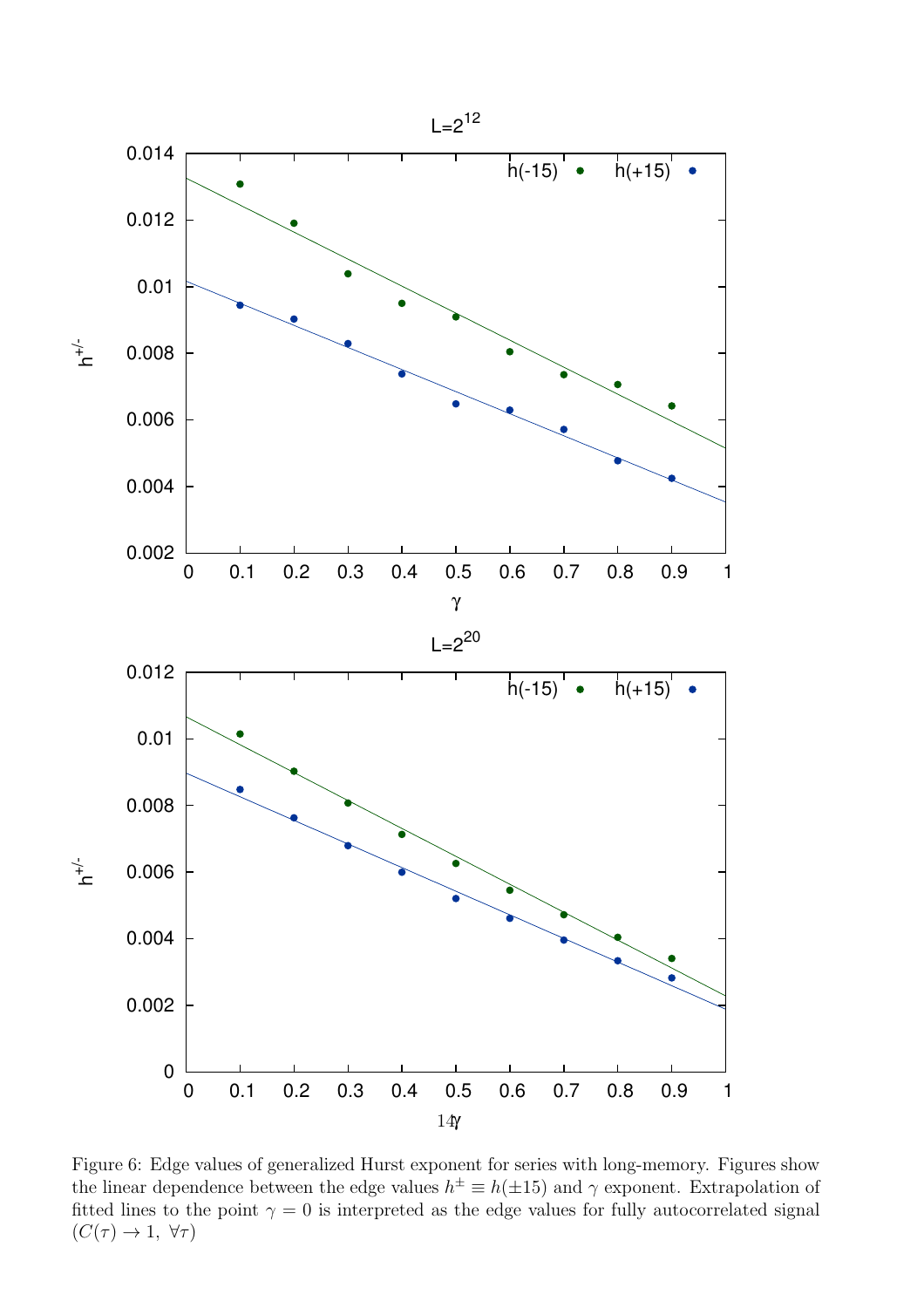Figure 6: Edge values of generalized Hurst exponent for series with long-memory. Figures show the linear dependence between the edge values $h^{\pm} \equiv h(\pm 15)$ and $\gamma$ exponent. Extrapolation of fitted lines to the point $\gamma = 0$ is interpreted as the edge values for fully autocorrelated signal ($C(\tau) \to 1, \ \forall \tau$)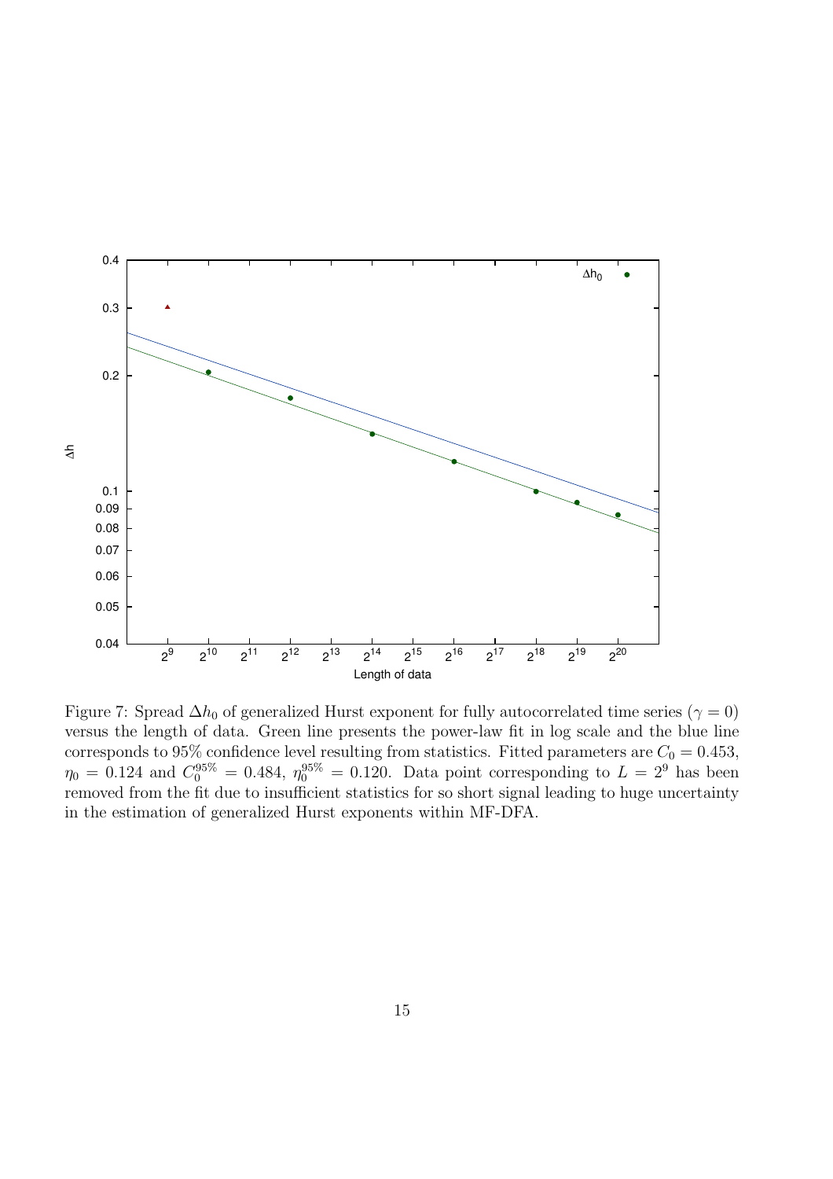Figure 7: Spread $\Delta h_0$ of generalized Hurst exponent for fully autocorrelated time series ($\gamma = 0$) versus the length of data. Green line presents the power-law fit in log scale and the blue line corresponds to 95% confidence level resulting from statistics. Fitted parameters are $C_0 = 0.453$, $\eta_0 = 0.124$ and $C_0^{95\%} = 0.484$, $\eta_0^{95\%} = 0.120$. Data point corresponding to $L = 2^9$ has been removed from the fit due to insufficient statistics for so short signal leading to huge uncertainty in the estimation of generalized Hurst exponents within MF-DFA.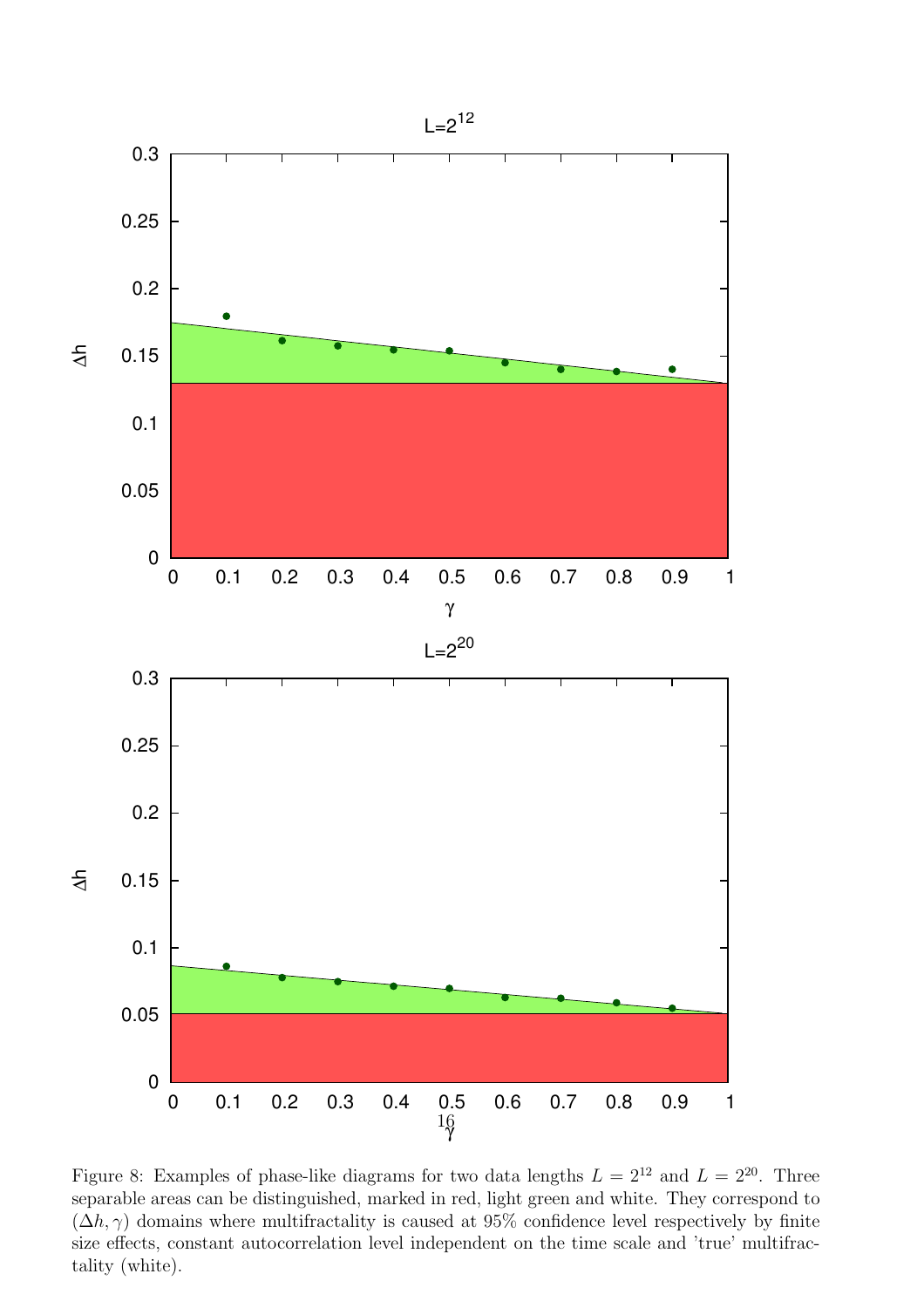Figure 8: Examples of phase-like diagrams for two data lengths $L = 2^{12}$ and $L = 2^{20}$. Three separable areas can be distinguished, marked in red, light green and white. They correspond to $(\Delta h, \gamma)$ domains where multifractality is caused at 95% confidence level respectively by finite size effects, constant autocorrelation level independent on the time scale and 'true' multifractality (white).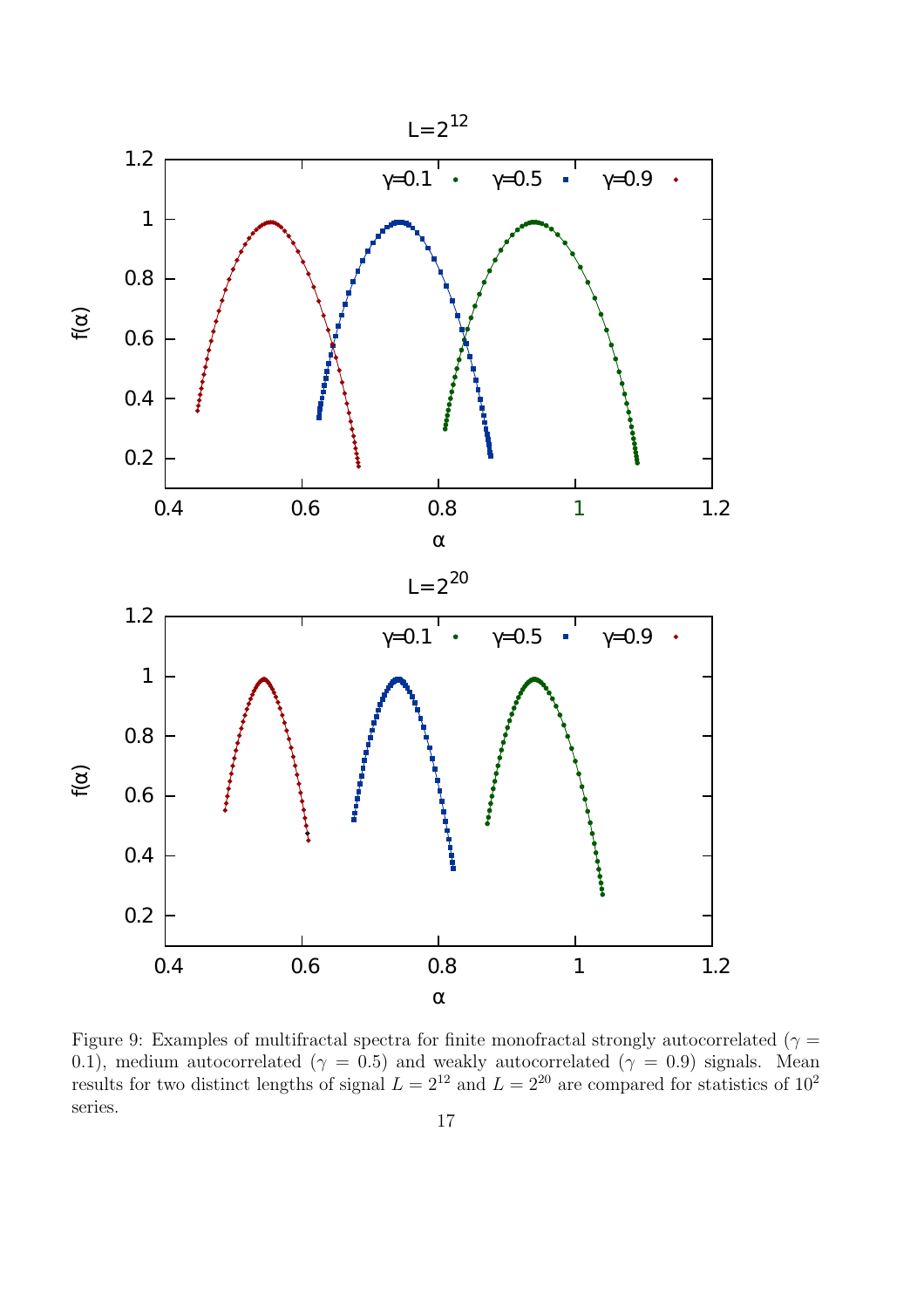Figure 9: Examples of multifractal spectra for finite monofractal strongly autocorrelated ($\gamma = 0.1$), medium autocorrelated ($\gamma = 0.5$) and weakly autocorrelated ($\gamma = 0.9$) signals. Mean results for two distinct lengths of signal $L = 2^{12}$ and $L = 2^{20}$ are compared for statistics of $10^2$ series.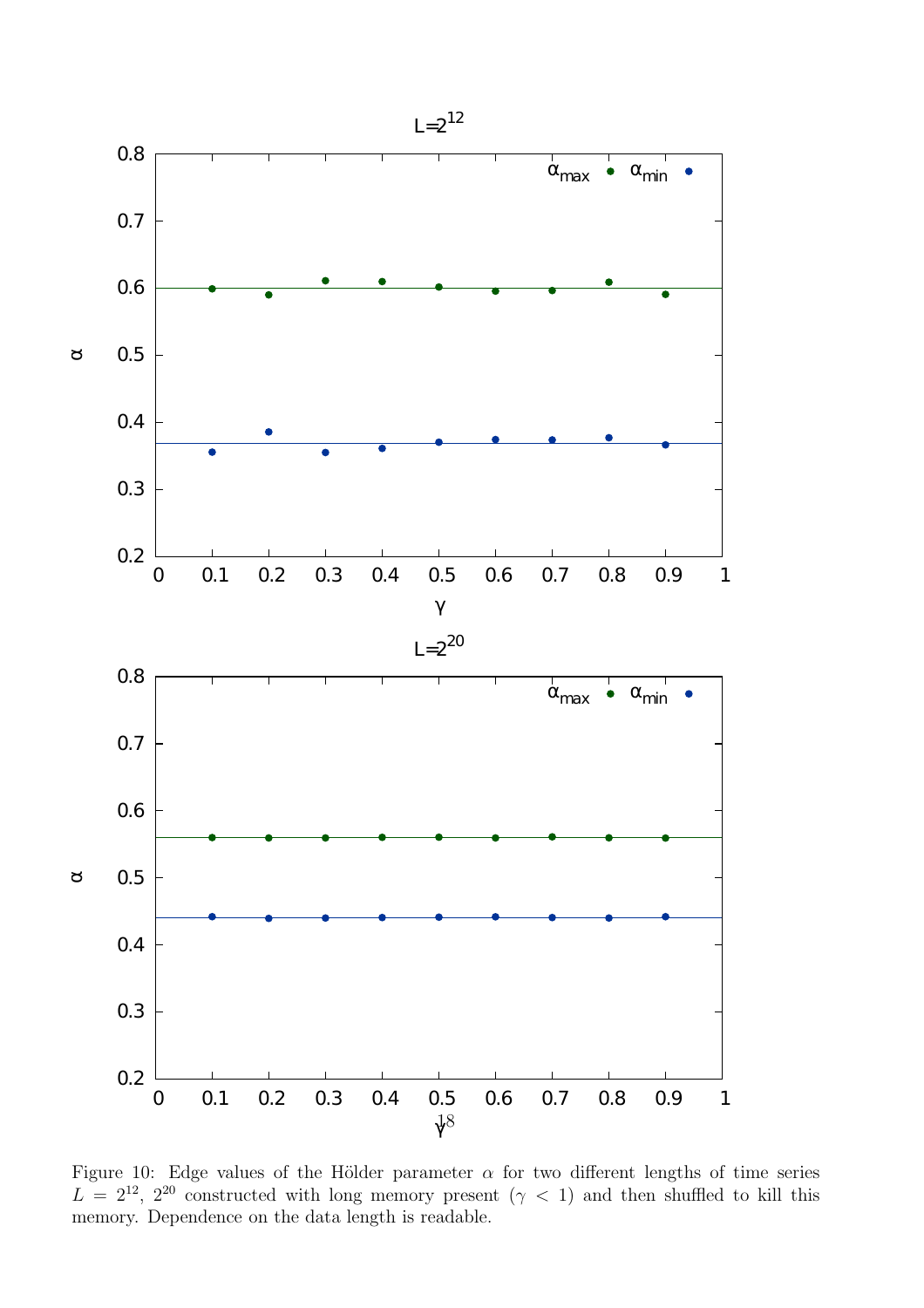Figure 10: Edge values of the Hölder parameter $\alpha$ for two different lengths of time series $L = 2^{12}$, $2^{20}$ constructed with long memory present ($\gamma < 1$) and then shuffled to kill this memory. Dependence on the data length is readable.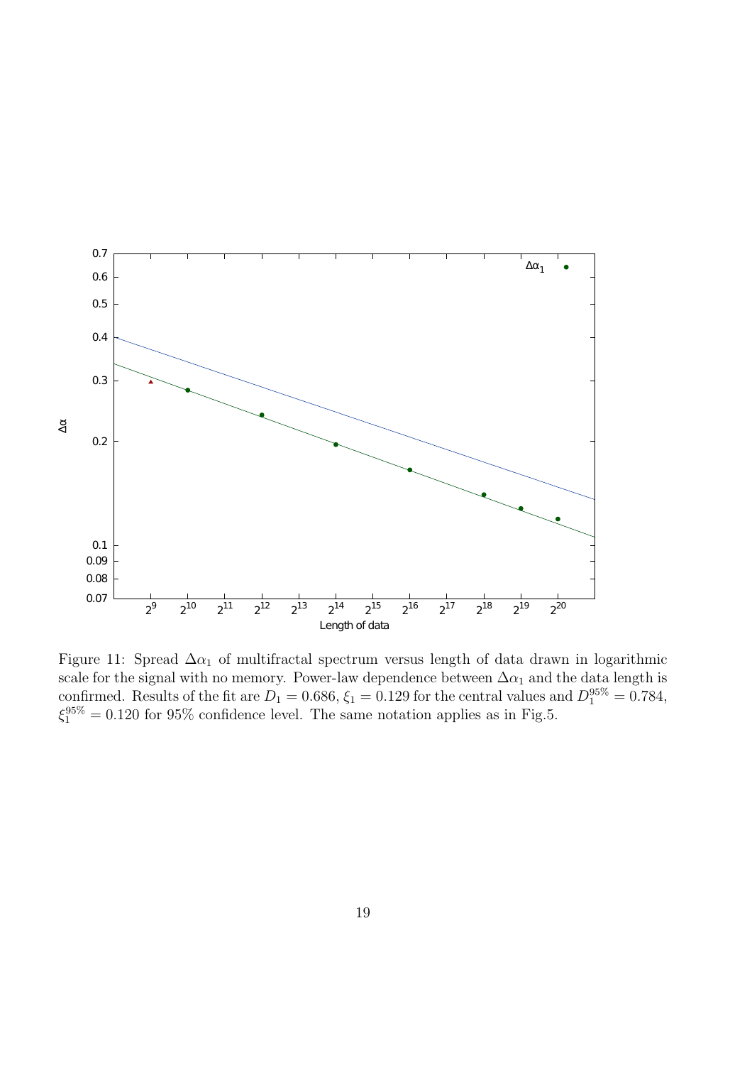Figure 11: Spread $\Delta\alpha_1$ of multifractal spectrum versus length of data drawn in logarithmic scale for the signal with no memory. Power-law dependence between $\Delta\alpha_1$ and the data length is confirmed. Results of the fit are $D_1 = 0.686$, $\xi_1 = 0.129$ for the central values and $D_1^{95\%} = 0.784$, $\xi_1^{95\%} = 0.120$ for 95% confidence level. The same notation applies as in Fig.5.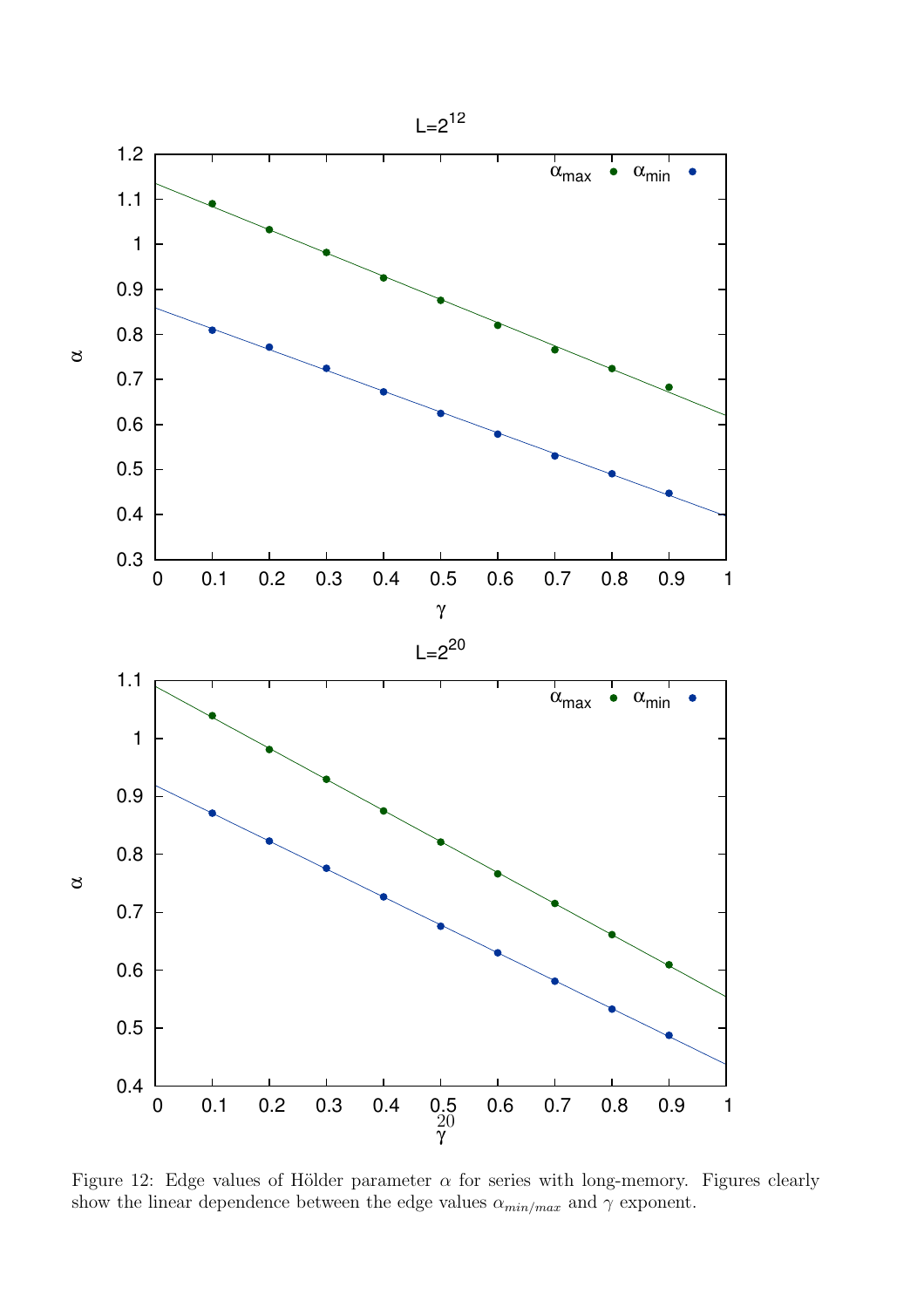Figure 12: Edge values of Hölder parameter $\alpha$ for series with long-memory. Figures clearly show the linear dependence between the edge values $\alpha_{min/max}$ and $\gamma$ exponent.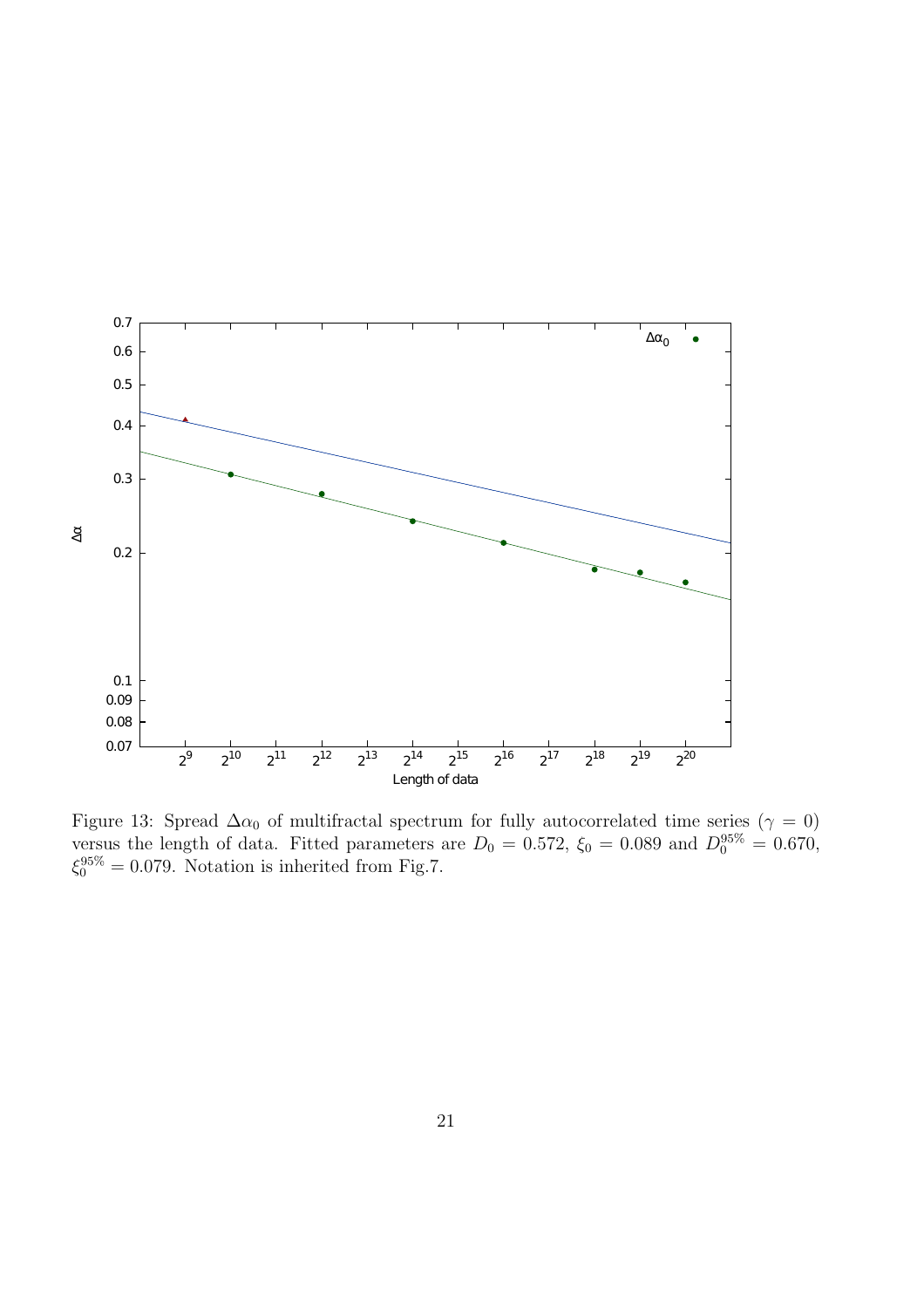Figure 13: Spread $\Delta\alpha_0$ of multifractal spectrum for fully autocorrelated time series ($\gamma = 0$) versus the length of data. Fitted parameters are $D_0 = 0.572$, $\xi_0 = 0.089$ and $D_0^{95\%} = 0.670$, $\xi_0^{95\%} = 0.079$. Notation is inherited from Fig.7.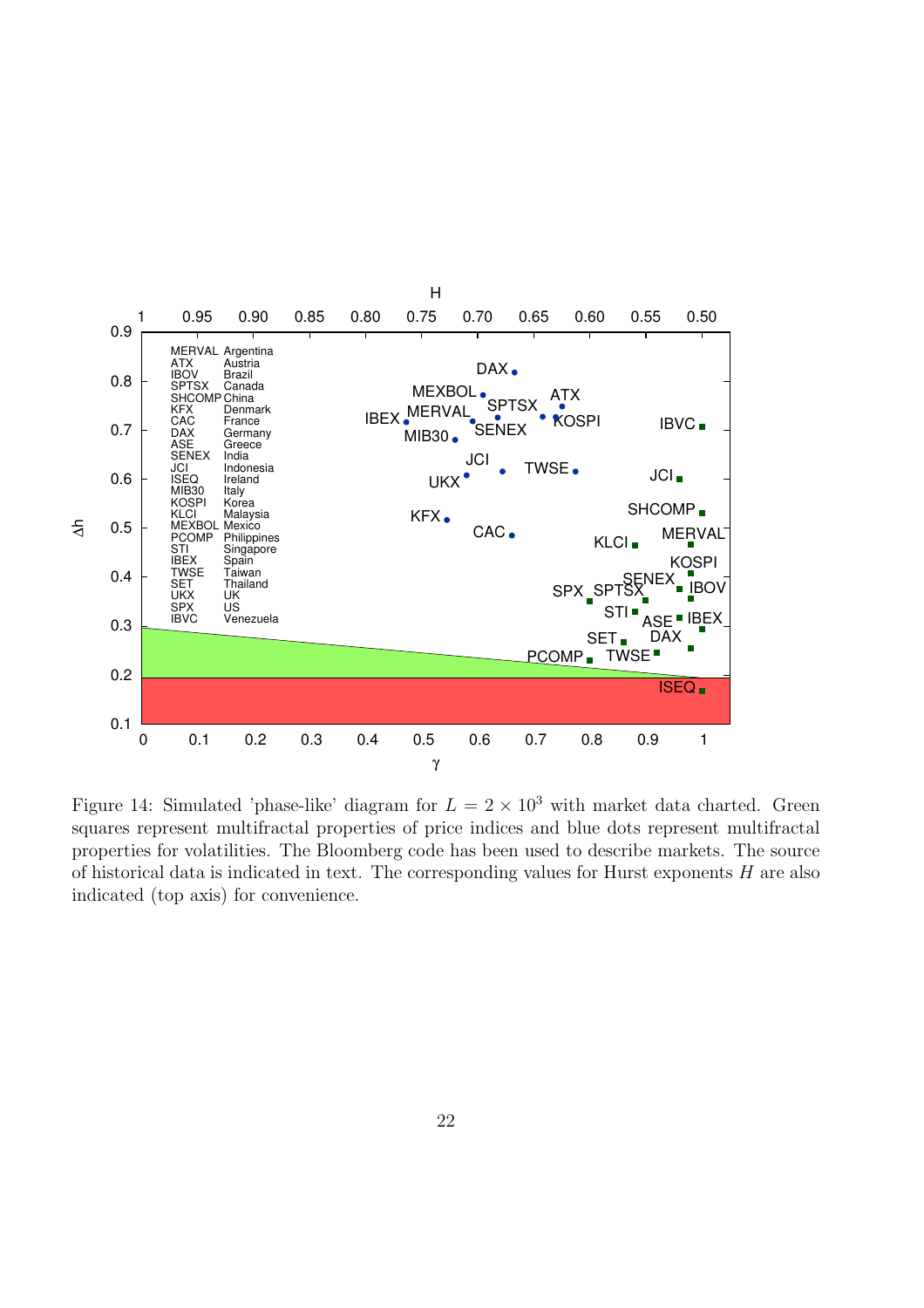H

1 0.95 0.90 0.85 0.80 0.75 0.70 0.65 0.60 0.55 0.50

0.9 0.8 0.7 0.6 0.5 0.4 0.3 0.2 0.1

Δh

0 0.1 0.2 0.3 0.4 0.5 0.6 0.7 0.8 0.9 1

γ

MERVAL Argentina
ATX Austria
IBOV Brazil
SPTSX Canada
SHCOMP China
KFX Denmark
CAC France
DAX Germany
ASE Greece
SENEX India
JCI Indonesia
ISEQ Ireland
MIB30 Italy
KOSPI Korea
KLCI Malaysia
MEXBOL Mexico
PCOMP Philippines
STI Singapore
IBEX Spain
TWSE Taiwan
SET Thailand
UKX UK
SPX US
IBVC Venezuela

DAX, MEXBOL, ATX, SPTSX, IBEX, MERVAL, KOSPI, SENEX, MIB30, JCI, TWSE, UKX, KFX, CAC, IBVC, JCI, SHCOMP, MERVAL, KLCI, KOSPI, SENEX, SPX, SPTSX, IBOV, STI, ASE, IBEX, SET, DAX, PCOMP, TWSE, ISEQ

Figure 14: Simulated 'phase-like' diagram for $L = 2 \times 10^3$ with market data charted. Green squares represent multifractal properties of price indices and blue dots represent multifractal properties for volatilities. The Bloomberg code has been used to describe markets. The source of historical data is indicated in text. The corresponding values for Hurst exponents $H$ are also indicated (top axis) for convenience.